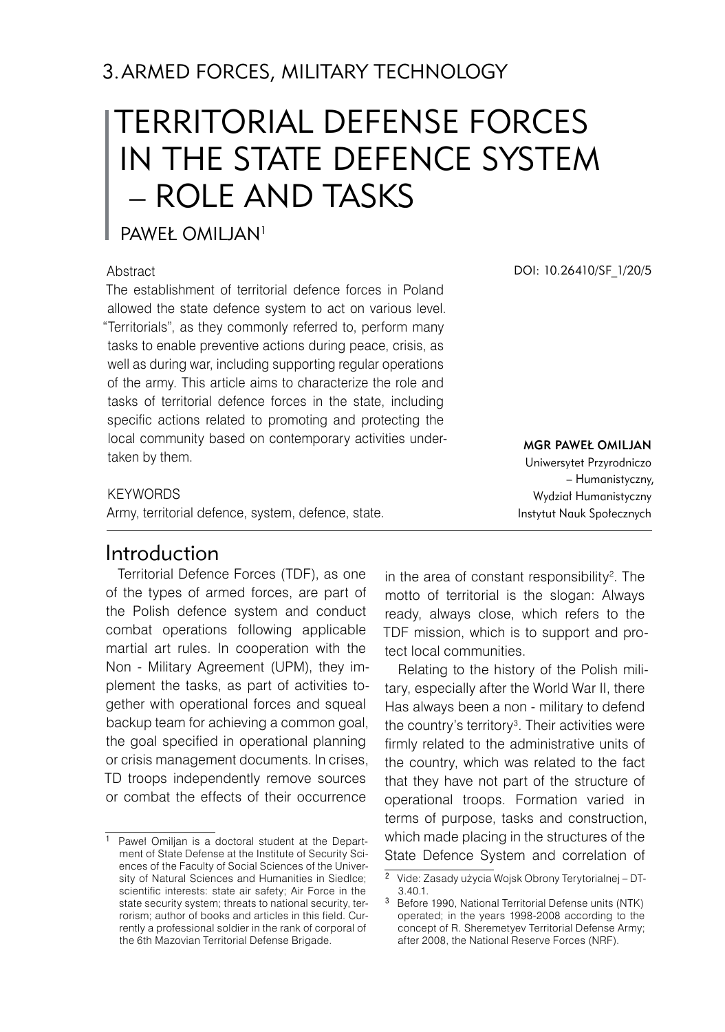## 3. ARMED FORCES, MILITARY TECHNOLOGY

# TERRITORIAL DEFENSE FORCES IN THE STATE DEFENCE SYSTEM – ROLE AND TASKS

PAWEŁ OMILJAN[1]

DOI: 10.26410/SF_1/20/5

Abstract

The establishment of territorial defence forces in Poland allowed the state defence system to act on various level. "Territorials", as they commonly referred to, perform many tasks to enable preventive actions during peace, crisis, as well as during war, including supporting regular operations of the army. This article aims to characterize the role and tasks of territorial defence forces in the state, including specific actions related to promoting and protecting the local community based on contemporary activities undertaken by them.

KEYWORDS

Army, territorial defence, system, defence, state.

**MGR PAWEŁ OMILJAN**
Uniwersytet Przyrodniczo – Humanistyczny,
Wydział Humanistyczny
Instytut Nauk Społecznych

## Introduction

Territorial Defence Forces (TDF), as one of the types of armed forces, are part of the Polish defence system and conduct combat operations following applicable martial art rules. In cooperation with the Non - Military Agreement (UPM), they implement the tasks, as part of activities together with operational forces and squeal backup team for achieving a common goal, the goal specified in operational planning or crisis management documents. In crises, TD troops independently remove sources or combat the effects of their occurrence in the area of constant responsibility[2]. The motto of territorial is the slogan: Always ready, always close, which refers to the TDF mission, which is to support and protect local communities.

Relating to the history of the Polish military, especially after the World War II, there Has always been a non - military to defend the country's territory[3]. Their activities were firmly related to the administrative units of the country, which was related to the fact that they have not part of the structure of operational troops. Formation varied in terms of purpose, tasks and construction, which made placing in the structures of the State Defence System and correlation of

[1] Paweł Omiljan is a doctoral student at the Department of State Defense at the Institute of Security Sciences of the Faculty of Social Sciences of the University of Natural Sciences and Humanities in Siedlce; scientific interests: state air safety; Air Force in the state security system; threats to national security, terrorism; author of books and articles in this field. Currently a professional soldier in the rank of corporal of the 6th Mazovian Territorial Defense Brigade.

[2] Vide: Zasady użycia Wojsk Obrony Terytorialnej – DT-3.40.1.

[3] Before 1990, National Territorial Defense units (NTK) operated; in the years 1998-2008 according to the concept of R. Sheremetyev Territorial Defense Army; after 2008, the National Reserve Forces (NRF).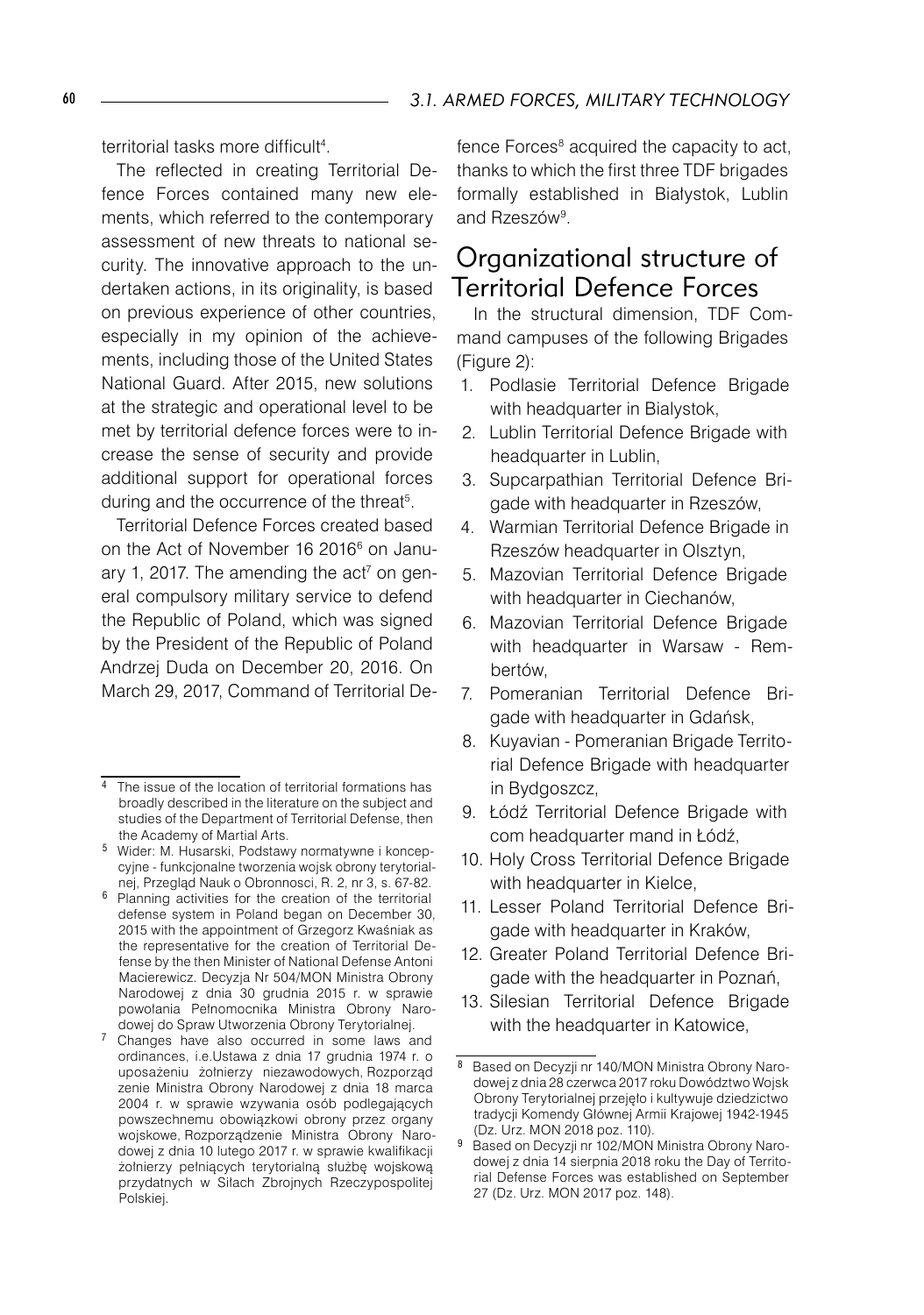territorial tasks more difficult[4].

The reflected in creating Territorial Defence Forces contained many new elements, which referred to the contemporary assessment of new threats to national security. The innovative approach to the undertaken actions, in its originality, is based on previous experience of other countries, especially in my opinion of the achievements, including those of the United States National Guard. After 2015, new solutions at the strategic and operational level to be met by territorial defence forces were to increase the sense of security and provide additional support for operational forces during and the occurrence of the threat[5].

Territorial Defence Forces created based on the Act of November 16 2016[6] on January 1, 2017. The amending the act[7] on general compulsory military service to defend the Republic of Poland, which was signed by the President of the Republic of Poland Andrzej Duda on December 20, 2016. On March 29, 2017, Command of Territorial Defence Forces[8] acquired the capacity to act, thanks to which the first three TDF brigades formally established in Białystok, Lublin and Rzeszów[9].

## Organizational structure of Territorial Defence Forces

In the structural dimension, TDF Command campuses of the following Brigades (Figure 2):

1. Podlasie Territorial Defence Brigade with headquarter in Bialystok,
2. Lublin Territorial Defence Brigade with headquarter in Lublin,
3. Supcarpathian Territorial Defence Brigade with headquarter in Rzeszów,
4. Warmian Territorial Defence Brigade in Rzeszów headquarter in Olsztyn,
5. Mazovian Territorial Defence Brigade with headquarter in Ciechanów,
6. Mazovian Territorial Defence Brigade with headquarter in Warsaw - Rembertów,
7. Pomeranian Territorial Defence Brigade with headquarter in Gdańsk,
8. Kuyavian - Pomeranian Brigade Territorial Defence Brigade with headquarter in Bydgoszcz,
9. Łódź Territorial Defence Brigade with com headquarter mand in Łódź,
10. Holy Cross Territorial Defence Brigade with headquarter in Kielce,
11. Lesser Poland Territorial Defence Brigade with headquarter in Kraków,
12. Greater Poland Territorial Defence Brigade with the headquarter in Poznań,
13. Silesian Territorial Defence Brigade with the headquarter in Katowice,

---

[4] The issue of the location of territorial formations has broadly described in the literature on the subject and studies of the Department of Territorial Defense, then the Academy of Martial Arts.

[5] Wider: M. Husarski, Podstawy normatywne i koncepcyjne - funkcjonalne tworzenia wojsk obrony terytorialnej, Przegląd Nauk o Obronnosci, R. 2, nr 3, s. 67-82.

[6] Planning activities for the creation of the territorial defense system in Poland began on December 30, 2015 with the appointment of Grzegorz Kwaśniak as the representative for the creation of Territorial Defense by the then Minister of National Defense Antoni Macierewicz. Decyzja Nr 504/MON Ministra Obrony Narodowej z dnia 30 grudnia 2015 r. w sprawie powołania Pełnomocnika Ministra Obrony Narodowej do Spraw Utworzenia Obrony Terytorialnej.

[7] Changes have also occurred in some laws and ordinances, i.e.Ustawa z dnia 17 grudnia 1974 r. o uposażeniu żołnierzy niezawodowych, Rozporządzenie Ministra Obrony Narodowej z dnia 18 marca 2004 r. w sprawie wzywania osób podlegających powszechnemu obowiązkowi obrony przez organy wojskowe, Rozporządzenie Ministra Obrony Narodowej z dnia 10 lutego 2017 r. w sprawie kwalifikacji żołnierzy pełniących terytorialną służbę wojskową przydatnych w Siłach Zbrojnych Rzeczypospolitej Polskiej.

[8] Based on Decyzji nr 140/MON Ministra Obrony Narodowej z dnia 28 czerwca 2017 roku Dowództwo Wojsk Obrony Terytorialnej przejęło i kultywuje dziedzictwo tradycji Komendy Głównej Armii Krajowej 1942-1945 (Dz. Urz. MON 2018 poz. 110).

[9] Based on Decyzji nr 102/MON Ministra Obrony Narodowej z dnia 14 sierpnia 2018 roku the Day of Territorial Defense Forces was established on September 27 (Dz. Urz. MON 2017 poz. 148).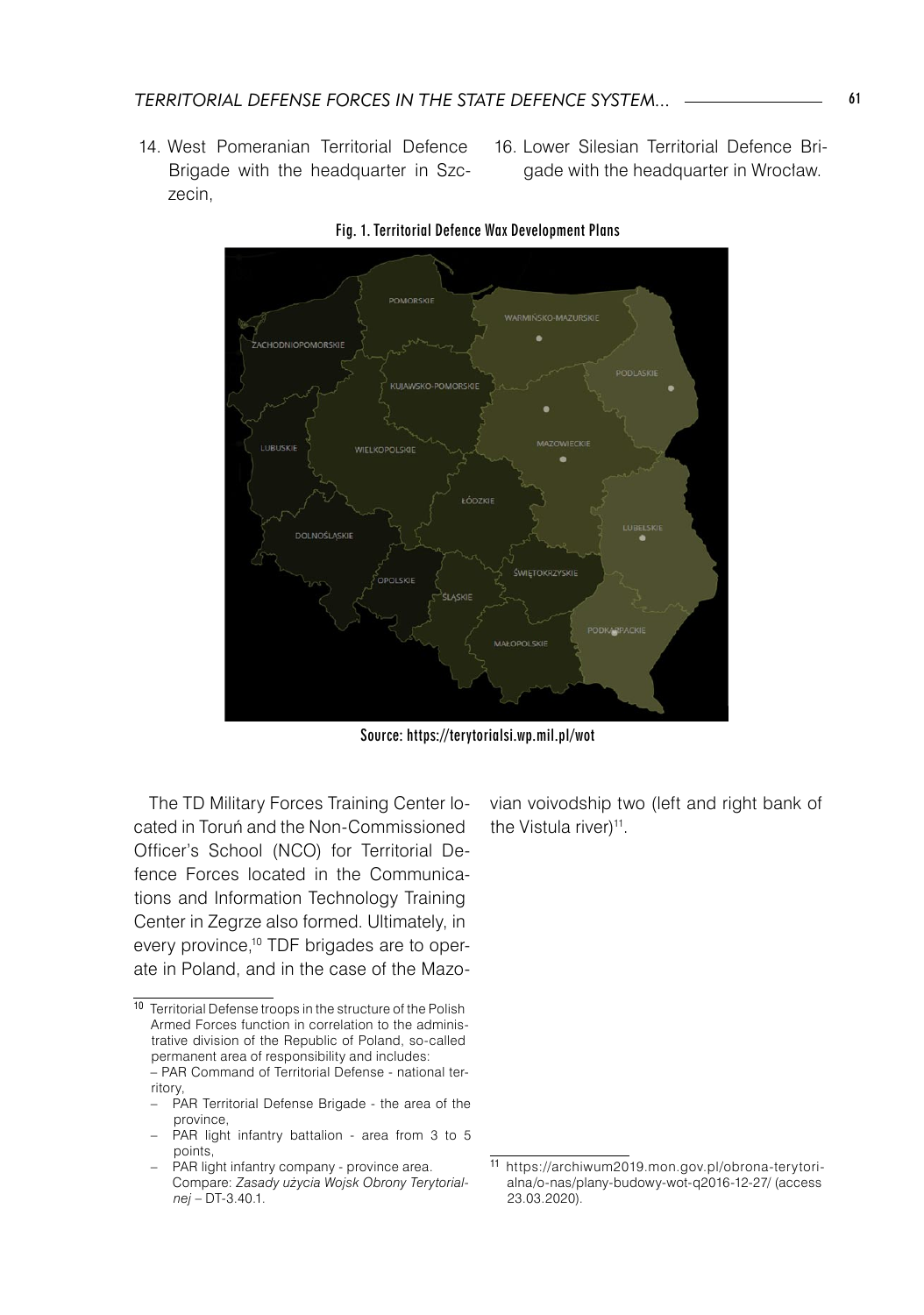14. West Pomeranian Territorial Defence Brigade with the headquarter in Szczecin,
16. Lower Silesian Territorial Defence Brigade with the headquarter in Wrocław.

Fig. 1. Territorial Defence Wax Development Plans

Source: https://terytorialsi.wp.mil.pl/wot

The TD Military Forces Training Center located in Toruń and the Non-Commissioned Officer's School (NCO) for Territorial Defence Forces located in the Communications and Information Technology Training Center in Zegrze also formed. Ultimately, in every province,[10] TDF brigades are to operate in Poland, and in the case of the Mazovian voivodship two (left and right bank of the Vistula river)[11].

[10] Territorial Defense troops in the structure of the Polish Armed Forces function in correlation to the administrative division of the Republic of Poland, so-called permanent area of responsibility and includes:
– PAR Command of Territorial Defense - national territory,
– PAR Territorial Defense Brigade - the area of the province,
– PAR light infantry battalion - area from 3 to 5 points,
– PAR light infantry company - province area. Compare: *Zasady użycia Wojsk Obrony Terytorialnej* – DT-3.40.1.

[11] https://archiwum2019.mon.gov.pl/obrona-terytorialna/o-nas/plany-budowy-wot-q2016-12-27/ (access 23.03.2020).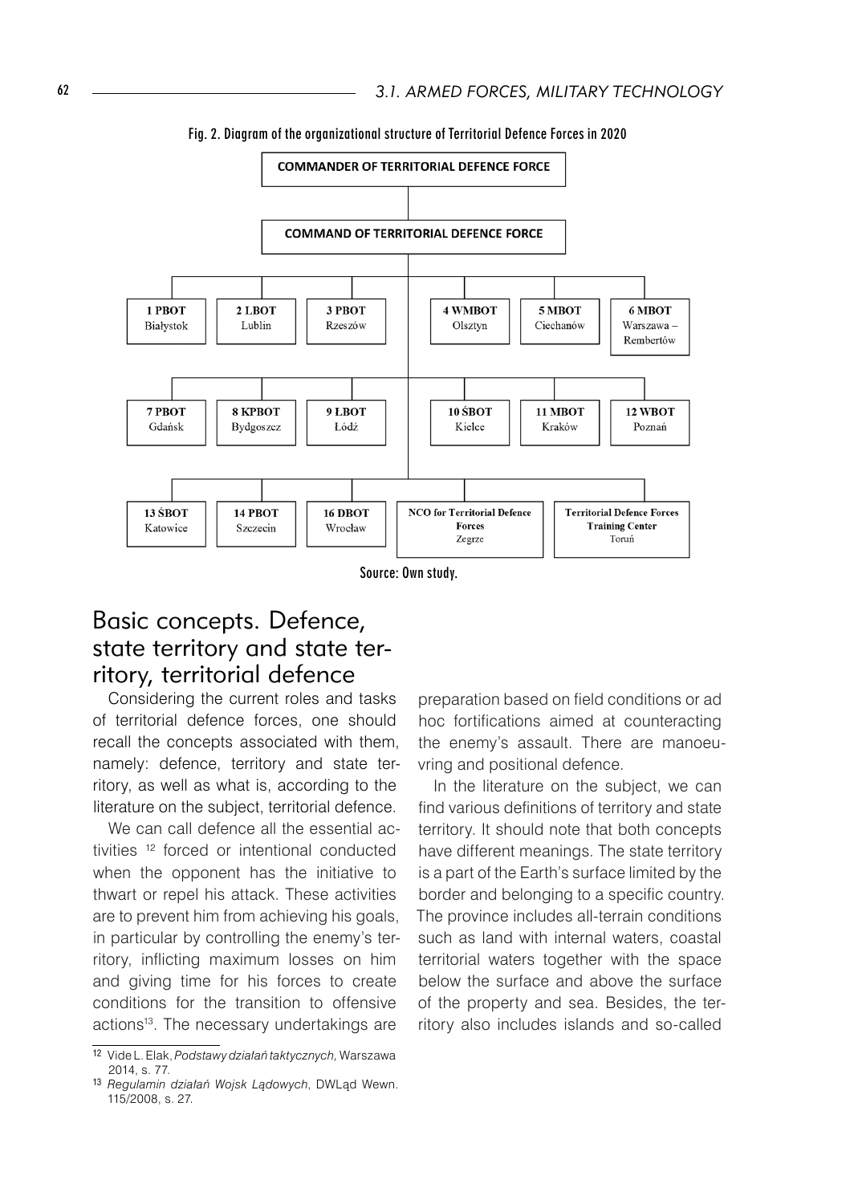Fig. 2. Diagram of the organizational structure of Territorial Defence Forces in 2020

COMMANDER OF TERRITORIAL DEFENCE FORCE

COMMAND OF TERRITORIAL DEFENCE FORCE

| | | | | | |
|---|---|---|---|---|---|
| 1 PBOT Białystok | 2 LBOT Lublin | 3 PBOT Rzeszów | 4 WMBOT Olsztyn | 5 MBOT Ciechanów | 6 MBOT Warszawa – Rembertów |
| 7 PBOT Gdańsk | 8 KPBOT Bydgoszcz | 9 ŁBOT Łódź | 10 ŚBOT Kielce | 11 MBOT Kraków | 12 WBOT Poznań |
| 13 ŚBOT Katowice | 14 PBOT Szczecin | 16 DBOT Wrocław | NCO for Territorial Defence Forces Zegrze | Territorial Defence Forces Training Center Toruń | |

Source: Own study.

## Basic concepts. Defence, state territory and state territory, territorial defence

Considering the current roles and tasks of territorial defence forces, one should recall the concepts associated with them, namely: defence, territory and state territory, as well as what is, according to the literature on the subject, territorial defence.

We can call defence all the essential activities [12] forced or intentional conducted when the opponent has the initiative to thwart or repel his attack. These activities are to prevent him from achieving his goals, in particular by controlling the enemy's territory, inflicting maximum losses on him and giving time for his forces to create conditions for the transition to offensive actions[13]. The necessary undertakings are preparation based on field conditions or ad hoc fortifications aimed at counteracting the enemy's assault. There are manoeuvring and positional defence.

In the literature on the subject, we can find various definitions of territory and state territory. It should note that both concepts have different meanings. The state territory is a part of the Earth's surface limited by the border and belonging to a specific country. The province includes all-terrain conditions such as land with internal waters, coastal territorial waters together with the space below the surface and above the surface of the property and sea. Besides, the territory also includes islands and so-called

[12] Vide L. Elak, *Podstawy działań taktycznych,* Warszawa 2014, s. 77.

[13] *Regulamin działań Wojsk Lądowych*, DWLąd Wewn. 115/2008, s. 27.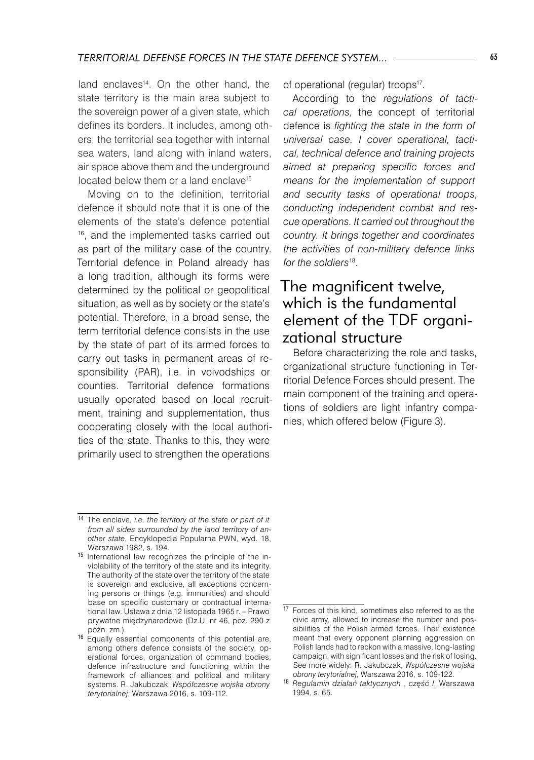land enclaves[14]. On the other hand, the state territory is the main area subject to the sovereign power of a given state, which defines its borders. It includes, among others: the territorial sea together with internal sea waters, land along with inland waters, air space above them and the underground located below them or a land enclave[15]

Moving on to the definition, territorial defence it should note that it is one of the elements of the state's defence potential [16], and the implemented tasks carried out as part of the military case of the country. Territorial defence in Poland already has a long tradition, although its forms were determined by the political or geopolitical situation, as well as by society or the state's potential. Therefore, in a broad sense, the term territorial defence consists in the use by the state of part of its armed forces to carry out tasks in permanent areas of responsibility (PAR), i.e. in voivodships or counties. Territorial defence formations usually operated based on local recruitment, training and supplementation, thus cooperating closely with the local authorities of the state. Thanks to this, they were primarily used to strengthen the operations of operational (regular) troops[17].

According to the *regulations of tactical operations*, the concept of territorial defence is *fighting the state in the form of universal case. I cover operational, tactical, technical defence and training projects aimed at preparing specific forces and means for the implementation of support and security tasks of operational troops, conducting independent combat and rescue operations. It carried out throughout the country. It brings together and coordinates the activities of non-military defence links for the soldiers*[18].

## The magnificent twelve, which is the fundamental element of the TDF organizational structure

Before characterizing the role and tasks, organizational structure functioning in Territorial Defence Forces should present. The main component of the training and operations of soldiers are light infantry companies, which offered below (Figure 3).

---

[14] The enclave*, i.e. the territory of the state or part of it from all sides surrounded by the land territory of another state*, Encyklopedia Popularna PWN, wyd. 18, Warszawa 1982, s. 194.

[15] International law recognizes the principle of the inviolability of the territory of the state and its integrity. The authority of the state over the territory of the state is sovereign and exclusive, all exceptions concerning persons or things (e.g. immunities) and should base on specific customary or contractual international law. Ustawa z dnia 12 listopada 1965 r. – Prawo prywatne międzynarodowe (Dz.U. nr 46, poz. 290 z późn. zm.).

[16] Equally essential components of this potential are, among others defence consists of the society, operational forces, organization of command bodies, defence infrastructure and functioning within the framework of alliances and political and military systems. R. Jakubczak, *Współczesne wojska obrony terytorialnej*, Warszawa 2016, s. 109-112.

[17] Forces of this kind, sometimes also referred to as the civic army, allowed to increase the number and possibilities of the Polish armed forces. Their existence meant that every opponent planning aggression on Polish lands had to reckon with a massive, long-lasting campaign, with significant losses and the risk of losing. See more widely: R. Jakubczak, *Współczesne wojska obrony terytorialnej*, Warszawa 2016, s. 109-122.

[18] *Regulamin działań taktycznych* , *część I*, Warszawa 1994, s. 65.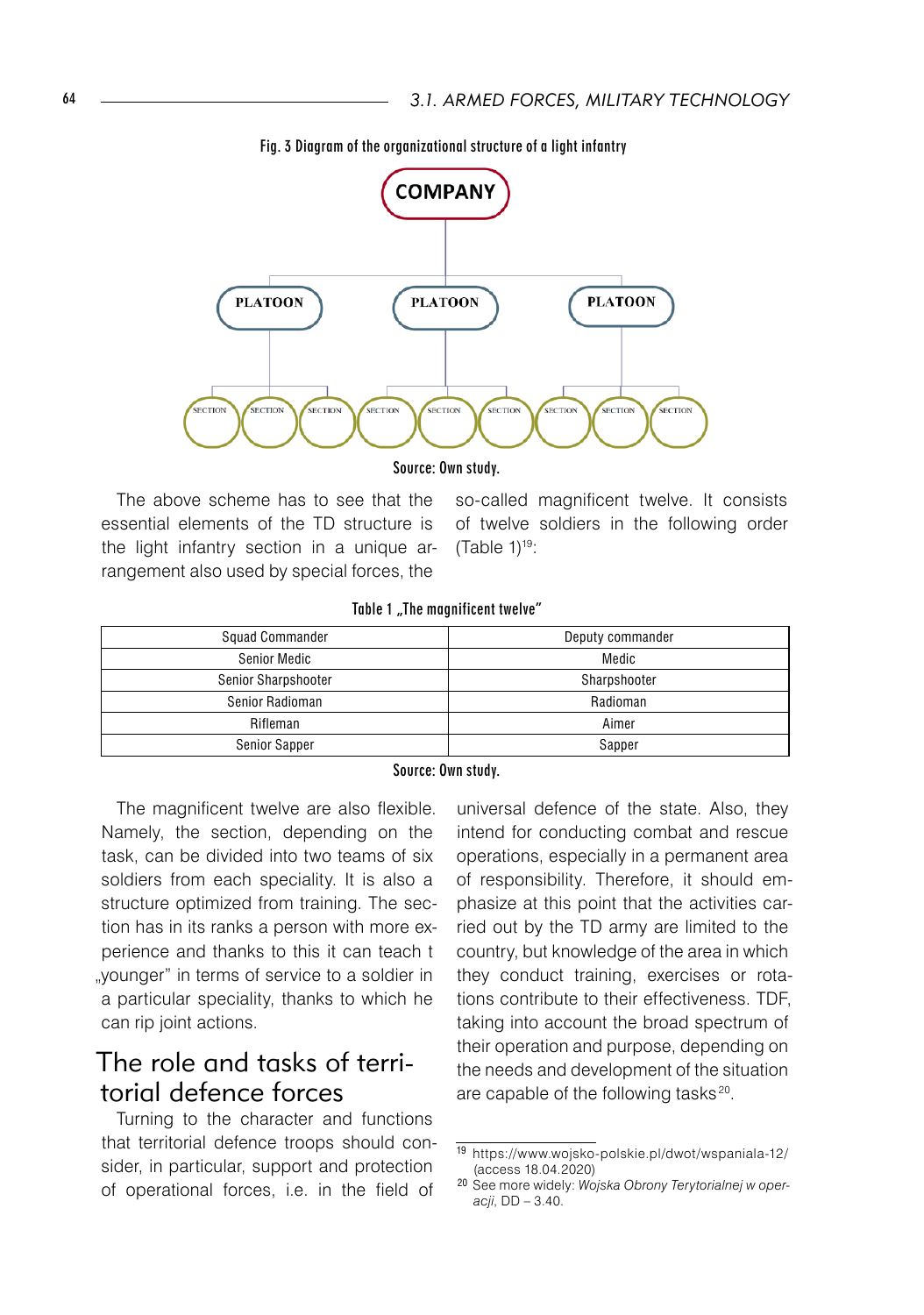Fig. 3 Diagram of the organizational structure of a light infantry

COMPANY

PLATOON PLATOON PLATOON

SECTION SECTION SECTION SECTION SECTION SECTION SECTION SECTION SECTION

Source: Own study.

The above scheme has to see that the essential elements of the TD structure is the light infantry section in a unique arrangement also used by special forces, the so-called magnificent twelve. It consists of twelve soldiers in the following order (Table 1)[19]:

Table 1 „The magnificent twelve"

| Squad Commander | Deputy commander |
|---|---|
| Senior Medic | Medic |
| Senior Sharpshooter | Sharpshooter |
| Senior Radioman | Radioman |
| Rifleman | Aimer |
| Senior Sapper | Sapper |

Source: Own study.

The magnificent twelve are also flexible. Namely, the section, depending on the task, can be divided into two teams of six soldiers from each speciality. It is also a structure optimized from training. The section has in its ranks a person with more experience and thanks to this it can teach t „younger" in terms of service to a soldier in a particular speciality, thanks to which he can rip joint actions.

## The role and tasks of territorial defence forces

Turning to the character and functions that territorial defence troops should consider, in particular, support and protection of operational forces, i.e. in the field of universal defence of the state. Also, they intend for conducting combat and rescue operations, especially in a permanent area of responsibility. Therefore, it should emphasize at this point that the activities carried out by the TD army are limited to the country, but knowledge of the area in which they conduct training, exercises or rotations contribute to their effectiveness. TDF, taking into account the broad spectrum of their operation and purpose, depending on the needs and development of the situation are capable of the following tasks[20].

---

[19] https://www.wojsko-polskie.pl/dwot/wspaniala-12/ (access 18.04.2020)

[20] See more widely: *Wojska Obrony Terytorialnej w operacji*, DD – 3.40.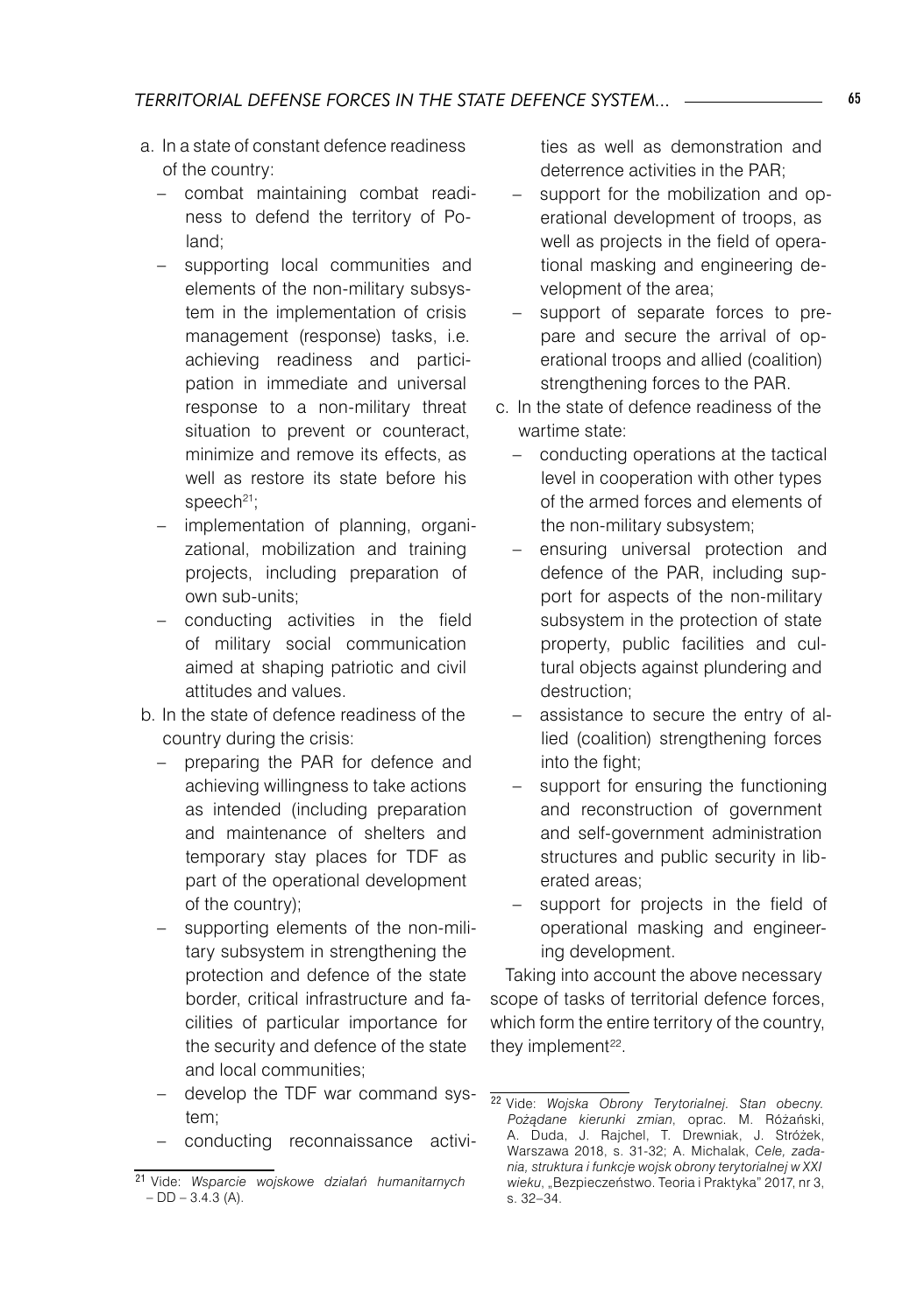a. In a state of constant defence readiness of the country:
   - combat maintaining combat readiness to defend the territory of Poland;
   - supporting local communities and elements of the non-military subsystem in the implementation of crisis management (response) tasks, i.e. achieving readiness and participation in immediate and universal response to a non-military threat situation to prevent or counteract, minimize and remove its effects, as well as restore its state before his speech[21];
   - implementation of planning, organizational, mobilization and training projects, including preparation of own sub-units;
   - conducting activities in the field of military social communication aimed at shaping patriotic and civil attitudes and values.
b. In the state of defence readiness of the country during the crisis:
   - preparing the PAR for defence and achieving willingness to take actions as intended (including preparation and maintenance of shelters and temporary stay places for TDF as part of the operational development of the country);
   - supporting elements of the non-military subsystem in strengthening the protection and defence of the state border, critical infrastructure and facilities of particular importance for the security and defence of the state and local communities;
   - develop the TDF war command system;
   - conducting reconnaissance activities as well as demonstration and deterrence activities in the PAR;
   - support for the mobilization and operational development of troops, as well as projects in the field of operational masking and engineering development of the area;
   - support of separate forces to prepare and secure the arrival of operational troops and allied (coalition) strengthening forces to the PAR.
c. In the state of defence readiness of the wartime state:
   - conducting operations at the tactical level in cooperation with other types of the armed forces and elements of the non-military subsystem;
   - ensuring universal protection and defence of the PAR, including support for aspects of the non-military subsystem in the protection of state property, public facilities and cultural objects against plundering and destruction;
   - assistance to secure the entry of allied (coalition) strengthening forces into the fight;
   - support for ensuring the functioning and reconstruction of government and self-government administration structures and public security in liberated areas;
   - support for projects in the field of operational masking and engineering development.

Taking into account the above necessary scope of tasks of territorial defence forces, which form the entire territory of the country, they implement[22].

---

[21] Vide: *Wsparcie wojskowe działań humanitarnych* – DD – 3.4.3 (A).

[22] Vide: *Wojska Obrony Terytorialnej. Stan obecny. Pożądane kierunki zmian*, oprac. M. Różański, A. Duda, J. Rajchel, T. Drewniak, J. Stróżek, Warszawa 2018, s. 31-32; A. Michalak, *Cele, zadania, struktura i funkcje wojsk obrony terytorialnej w XXI wieku*, „Bezpieczeństwo. Teoria i Praktyka" 2017, nr 3, s. 32–34.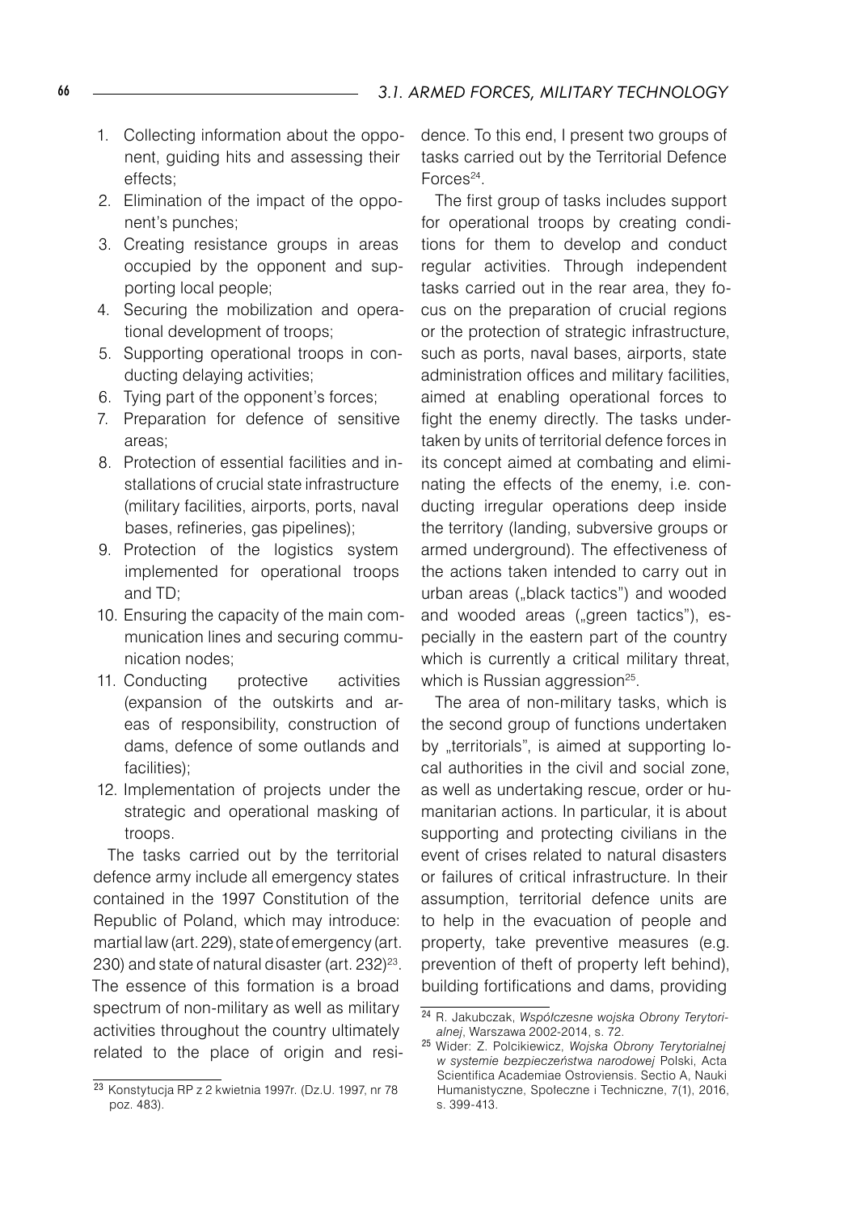1. Collecting information about the opponent, guiding hits and assessing their effects;
2. Elimination of the impact of the opponent's punches;
3. Creating resistance groups in areas occupied by the opponent and supporting local people;
4. Securing the mobilization and operational development of troops;
5. Supporting operational troops in conducting delaying activities;
6. Tying part of the opponent's forces;
7. Preparation for defence of sensitive areas;
8. Protection of essential facilities and installations of crucial state infrastructure (military facilities, airports, ports, naval bases, refineries, gas pipelines);
9. Protection of the logistics system implemented for operational troops and TD;
10. Ensuring the capacity of the main communication lines and securing communication nodes;
11. Conducting protective activities (expansion of the outskirts and areas of responsibility, construction of dams, defence of some outlands and facilities);
12. Implementation of projects under the strategic and operational masking of troops.

The tasks carried out by the territorial defence army include all emergency states contained in the 1997 Constitution of the Republic of Poland, which may introduce: martial law (art. 229), state of emergency (art. 230) and state of natural disaster (art. 232)[23]. The essence of this formation is a broad spectrum of non-military as well as military activities throughout the country ultimately related to the place of origin and residence. To this end, I present two groups of tasks carried out by the Territorial Defence Forces[24].

The first group of tasks includes support for operational troops by creating conditions for them to develop and conduct regular activities. Through independent tasks carried out in the rear area, they focus on the preparation of crucial regions or the protection of strategic infrastructure, such as ports, naval bases, airports, state administration offices and military facilities, aimed at enabling operational forces to fight the enemy directly. The tasks undertaken by units of territorial defence forces in its concept aimed at combating and eliminating the effects of the enemy, i.e. conducting irregular operations deep inside the territory (landing, subversive groups or armed underground). The effectiveness of the actions taken intended to carry out in urban areas („black tactics") and wooded and wooded areas („green tactics"), especially in the eastern part of the country which is currently a critical military threat, which is Russian aggression[25].

The area of non-military tasks, which is the second group of functions undertaken by „territorials", is aimed at supporting local authorities in the civil and social zone, as well as undertaking rescue, order or humanitarian actions. In particular, it is about supporting and protecting civilians in the event of crises related to natural disasters or failures of critical infrastructure. In their assumption, territorial defence units are to help in the evacuation of people and property, take preventive measures (e.g. prevention of theft of property left behind), building fortifications and dams, providing

---

[23] Konstytucja RP z 2 kwietnia 1997r. (Dz.U. 1997, nr 78 poz. 483).

[24] R. Jakubczak, *Współczesne wojska Obrony Terytorialnej*, Warszawa 2002-2014, s. 72.

[25] Wider: Z. Polcikiewicz, *Wojska Obrony Terytorialnej w systemie bezpieczeństwa narodowej* Polski, Acta Scientifica Academiae Ostroviensis. Sectio A, Nauki Humanistyczne, Społeczne i Techniczne, 7(1), 2016, s. 399-413.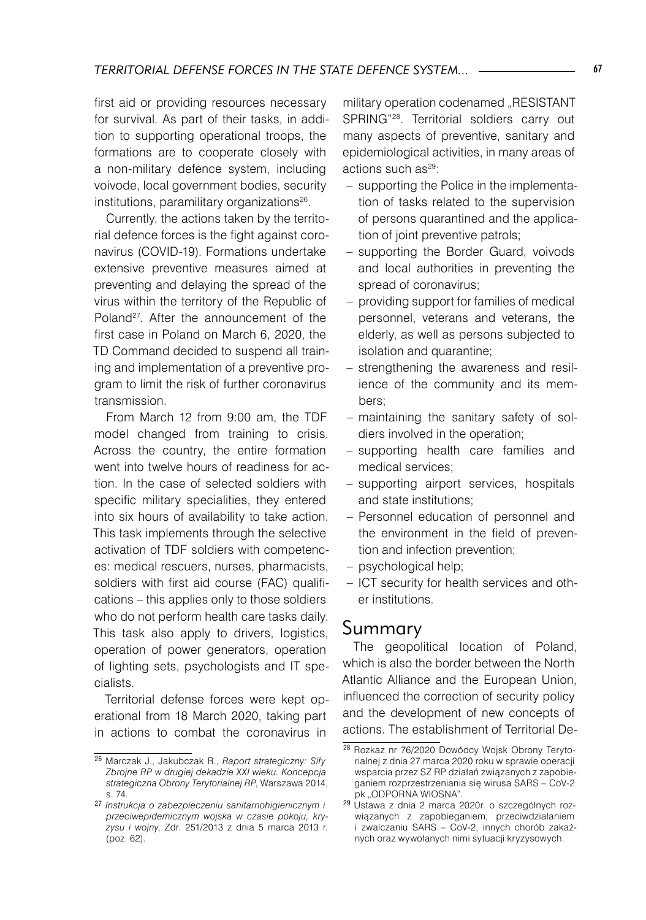first aid or providing resources necessary for survival. As part of their tasks, in addition to supporting operational troops, the formations are to cooperate closely with a non-military defence system, including voivode, local government bodies, security institutions, paramilitary organizations[26].

Currently, the actions taken by the territorial defence forces is the fight against coronavirus (COVID-19). Formations undertake extensive preventive measures aimed at preventing and delaying the spread of the virus within the territory of the Republic of Poland[27]. After the announcement of the first case in Poland on March 6, 2020, the TD Command decided to suspend all training and implementation of a preventive program to limit the risk of further coronavirus transmission.

From March 12 from 9:00 am, the TDF model changed from training to crisis. Across the country, the entire formation went into twelve hours of readiness for action. In the case of selected soldiers with specific military specialities, they entered into six hours of availability to take action. This task implements through the selective activation of TDF soldiers with competences: medical rescuers, nurses, pharmacists, soldiers with first aid course (FAC) qualifications – this applies only to those soldiers who do not perform health care tasks daily. This task also apply to drivers, logistics, operation of power generators, operation of lighting sets, psychologists and IT specialists.

Territorial defense forces were kept operational from 18 March 2020, taking part in actions to combat the coronavirus in military operation codenamed „RESISTANT SPRING"[28]. Territorial soldiers carry out many aspects of preventive, sanitary and epidemiological activities, in many areas of actions such as[29]:

- supporting the Police in the implementation of tasks related to the supervision of persons quarantined and the application of joint preventive patrols;
- supporting the Border Guard, voivods and local authorities in preventing the spread of coronavirus;
- providing support for families of medical personnel, veterans and veterans, the elderly, as well as persons subjected to isolation and quarantine;
- strengthening the awareness and resilience of the community and its members;
- maintaining the sanitary safety of soldiers involved in the operation;
- supporting health care families and medical services;
- supporting airport services, hospitals and state institutions;
- Personnel education of personnel and the environment in the field of prevention and infection prevention;
- psychological help;
- ICT security for health services and other institutions.

## Summary

The geopolitical location of Poland, which is also the border between the North Atlantic Alliance and the European Union, influenced the correction of security policy and the development of new concepts of actions. The establishment of Territorial De-

---

[26] Marczak J., Jakubczak R., *Raport strategiczny: Siły Zbrojne RP w drugiej dekadzie XXI wieku. Koncepcja strategiczna Obrony Terytorialnej RP*, Warszawa 2014, s. 74.

[27] *Instrukcja o zabezpieczeniu sanitarnohigienicznym i przeciwepidemicznym wojska w czasie pokoju, kryzysu i wojny*, Zdr. 251/2013 z dnia 5 marca 2013 r. (poz. 62).

[28] Rozkaz nr 76/2020 Dowódcy Wojsk Obrony Terytorialnej z dnia 27 marca 2020 roku w sprawie operacji wsparcia przez SZ RP działań związanych z zapobieganiem rozprzestrzeniania się wirusa SARS – CoV-2 pk „ODPORNA WIOSNA".

[29] Ustawa z dnia 2 marca 2020r. o szczególnych rozwiązanych z zapobieganiem, przeciwdziałaniem i zwalczaniu SARS – CoV-2, innych chorób zakaźnych oraz wywołanych nimi sytuacji kryzysowych.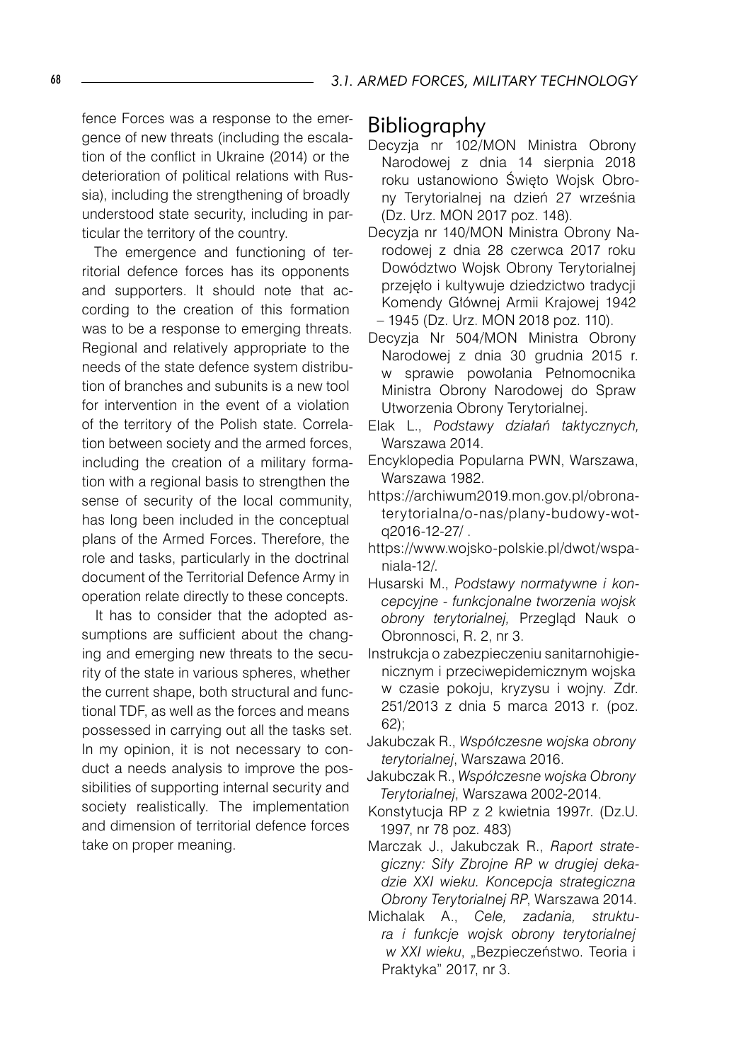fence Forces was a response to the emergence of new threats (including the escalation of the conflict in Ukraine (2014) or the deterioration of political relations with Russia), including the strengthening of broadly understood state security, including in particular the territory of the country.

The emergence and functioning of territorial defence forces has its opponents and supporters. It should note that according to the creation of this formation was to be a response to emerging threats. Regional and relatively appropriate to the needs of the state defence system distribution of branches and subunits is a new tool for intervention in the event of a violation of the territory of the Polish state. Correlation between society and the armed forces, including the creation of a military formation with a regional basis to strengthen the sense of security of the local community, has long been included in the conceptual plans of the Armed Forces. Therefore, the role and tasks, particularly in the doctrinal document of the Territorial Defence Army in operation relate directly to these concepts.

It has to consider that the adopted assumptions are sufficient about the changing and emerging new threats to the security of the state in various spheres, whether the current shape, both structural and functional TDF, as well as the forces and means possessed in carrying out all the tasks set. In my opinion, it is not necessary to conduct a needs analysis to improve the possibilities of supporting internal security and society realistically. The implementation and dimension of territorial defence forces take on proper meaning.

## Bibliography

Decyzja nr 102/MON Ministra Obrony Narodowej z dnia 14 sierpnia 2018 roku ustanowiono Święto Wojsk Obrony Terytorialnej na dzień 27 września (Dz. Urz. MON 2017 poz. 148).

Decyzja nr 140/MON Ministra Obrony Narodowej z dnia 28 czerwca 2017 roku Dowództwo Wojsk Obrony Terytorialnej przejęło i kultywuje dziedzictwo tradycji Komendy Głównej Armii Krajowej 1942 – 1945 (Dz. Urz. MON 2018 poz. 110).

Decyzja Nr 504/MON Ministra Obrony Narodowej z dnia 30 grudnia 2015 r. w sprawie powołania Pełnomocnika Ministra Obrony Narodowej do Spraw Utworzenia Obrony Terytorialnej.

Elak L., *Podstawy działań taktycznych,* Warszawa 2014.

Encyklopedia Popularna PWN, Warszawa, Warszawa 1982.

https://archiwum2019.mon.gov.pl/obrona-terytorialna/o-nas/plany-budowy-wot-q2016-12-27/ .

https://www.wojsko-polskie.pl/dwot/wspaniala-12/.

Husarski M., *Podstawy normatywne i koncepcyjne - funkcjonalne tworzenia wojsk obrony terytorialnej,* Przegląd Nauk o Obronnosci, R. 2, nr 3.

Instrukcja o zabezpieczeniu sanitarnohigienicznym i przeciwepidemicznym wojska w czasie pokoju, kryzysu i wojny. Zdr. 251/2013 z dnia 5 marca 2013 r. (poz. 62);

Jakubczak R., *Współczesne wojska obrony terytorialnej*, Warszawa 2016.

Jakubczak R., *Współczesne wojska Obrony Terytorialnej*, Warszawa 2002-2014.

Konstytucja RP z 2 kwietnia 1997r. (Dz.U. 1997, nr 78 poz. 483)

Marczak J., Jakubczak R., *Raport strategiczny: Siły Zbrojne RP w drugiej dekadzie XXI wieku. Koncepcja strategiczna Obrony Terytorialnej RP*, Warszawa 2014.

Michalak A., *Cele, zadania, struktura i funkcje wojsk obrony terytorialnej w XXI wieku*, „Bezpieczeństwo. Teoria i Praktyka" 2017, nr 3.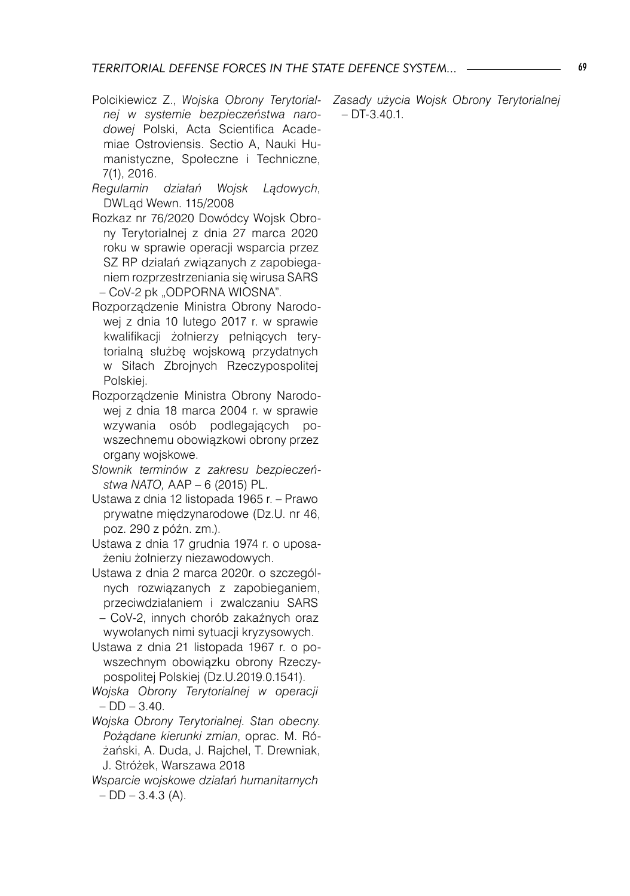Polcikiewicz Z., *Wojska Obrony Terytorialnej w systemie bezpieczeństwa narodowej* Polski, Acta Scientifica Academiae Ostroviensis. Sectio A, Nauki Humanistyczne, Społeczne i Techniczne, 7(1), 2016.

*Regulamin działań Wojsk Lądowych*, DWLąd Wewn. 115/2008

Rozkaz nr 76/2020 Dowódcy Wojsk Obrony Terytorialnej z dnia 27 marca 2020 roku w sprawie operacji wsparcia przez SZ RP działań związanych z zapobieganiem rozprzestrzeniania się wirusa SARS – CoV-2 pk „ODPORNA WIOSNA".

Rozporządzenie Ministra Obrony Narodowej z dnia 10 lutego 2017 r. w sprawie kwalifikacji żołnierzy pełniących terytorialną służbę wojskową przydatnych w Siłach Zbrojnych Rzeczypospolitej Polskiej.

Rozporządzenie Ministra Obrony Narodowej z dnia 18 marca 2004 r. w sprawie wzywania osób podlegających powszechnemu obowiązkowi obrony przez organy wojskowe.

*Słownik terminów z zakresu bezpieczeństwa NATO,* AAP – 6 (2015) PL.

Ustawa z dnia 12 listopada 1965 r. – Prawo prywatne międzynarodowe (Dz.U. nr 46, poz. 290 z późn. zm.).

Ustawa z dnia 17 grudnia 1974 r. o uposażeniu żołnierzy niezawodowych.

Ustawa z dnia 2 marca 2020r. o szczególnych rozwiązanych z zapobieganiem, przeciwdziałaniem i zwalczaniu SARS – CoV-2, innych chorób zakaźnych oraz wywołanych nimi sytuacji kryzysowych.

Ustawa z dnia 21 listopada 1967 r. o powszechnym obowiązku obrony Rzeczypospolitej Polskiej (Dz.U.2019.0.1541).

*Wojska Obrony Terytorialnej w operacji* – DD – 3.40.

*Wojska Obrony Terytorialnej. Stan obecny. Pożądane kierunki zmian*, oprac. M. Różański, A. Duda, J. Rajchel, T. Drewniak, J. Stróżek, Warszawa 2018

*Wsparcie wojskowe działań humanitarnych* – DD – 3.4.3 (A).

*Zasady użycia Wojsk Obrony Terytorialnej* – DT-3.40.1.